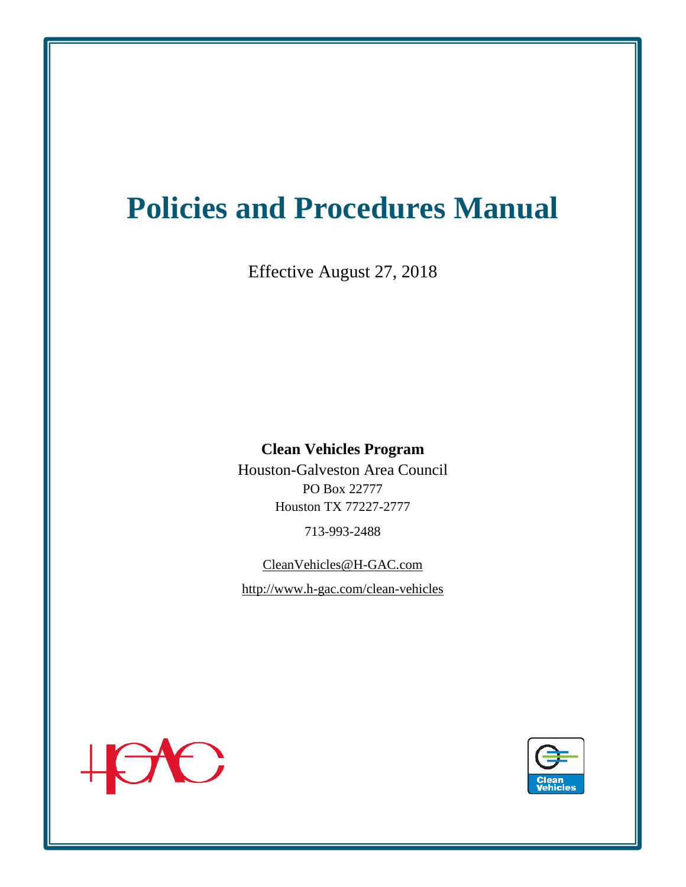# Policies and Procedures Manual

Effective August 27, 2018

**Clean Vehicles Program**

Houston-Galveston Area Council

PO Box 22777

Houston TX 77227-2777

713-993-2488

CleanVehicles@H-GAC.com

http://www.h-gac.com/clean-vehicles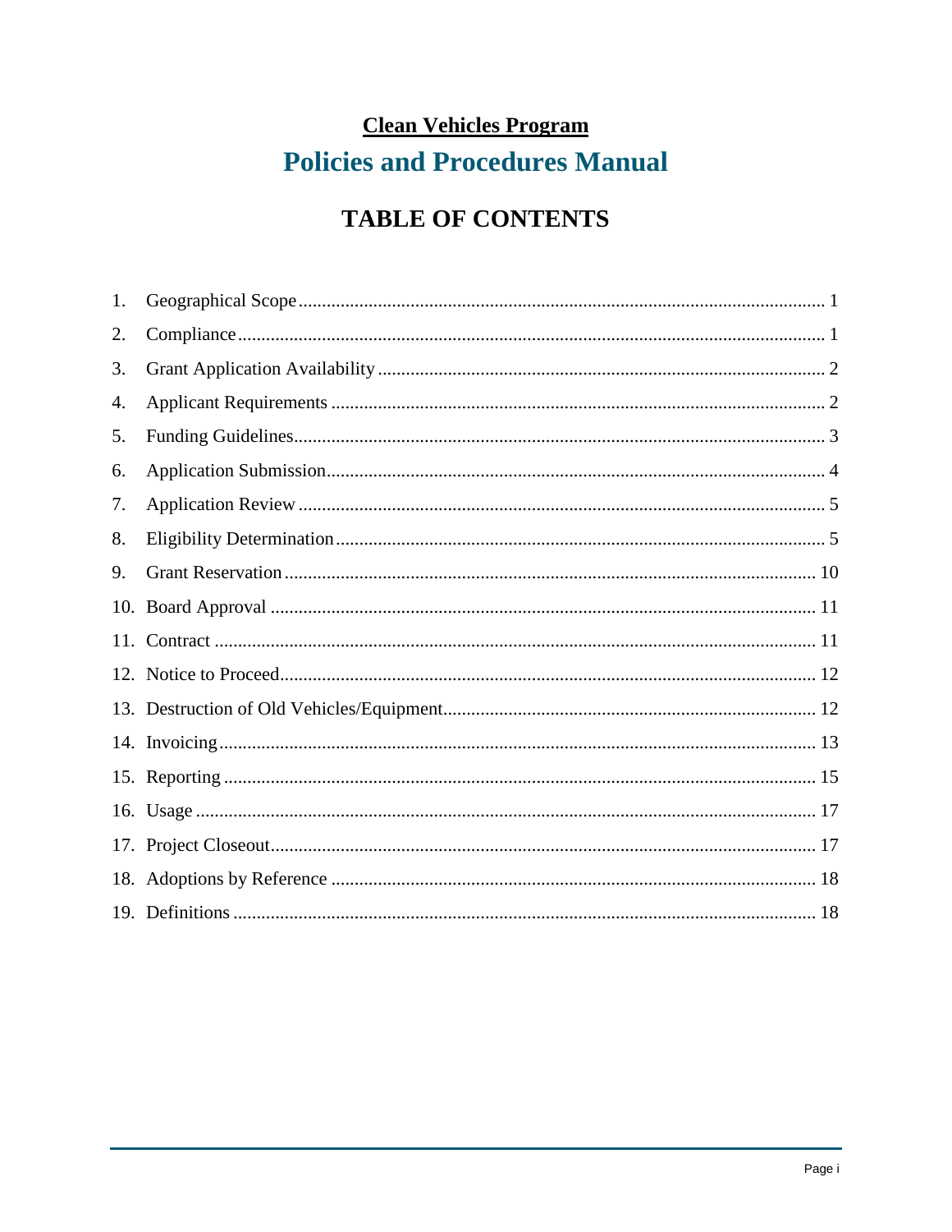# Clean Vehicles Program

## Policies and Procedures Manual

## TABLE OF CONTENTS

1. Geographical Scope ........ 1
2. Compliance ........ 1
3. Grant Application Availability ........ 2
4. Applicant Requirements ........ 2
5. Funding Guidelines ........ 3
6. Application Submission ........ 4
7. Application Review ........ 5
8. Eligibility Determination ........ 5
9. Grant Reservation ........ 10
10. Board Approval ........ 11
11. Contract ........ 11
12. Notice to Proceed ........ 12
13. Destruction of Old Vehicles/Equipment ........ 12
14. Invoicing ........ 13
15. Reporting ........ 15
16. Usage ........ 17
17. Project Closeout ........ 17
18. Adoptions by Reference ........ 18
19. Definitions ........ 18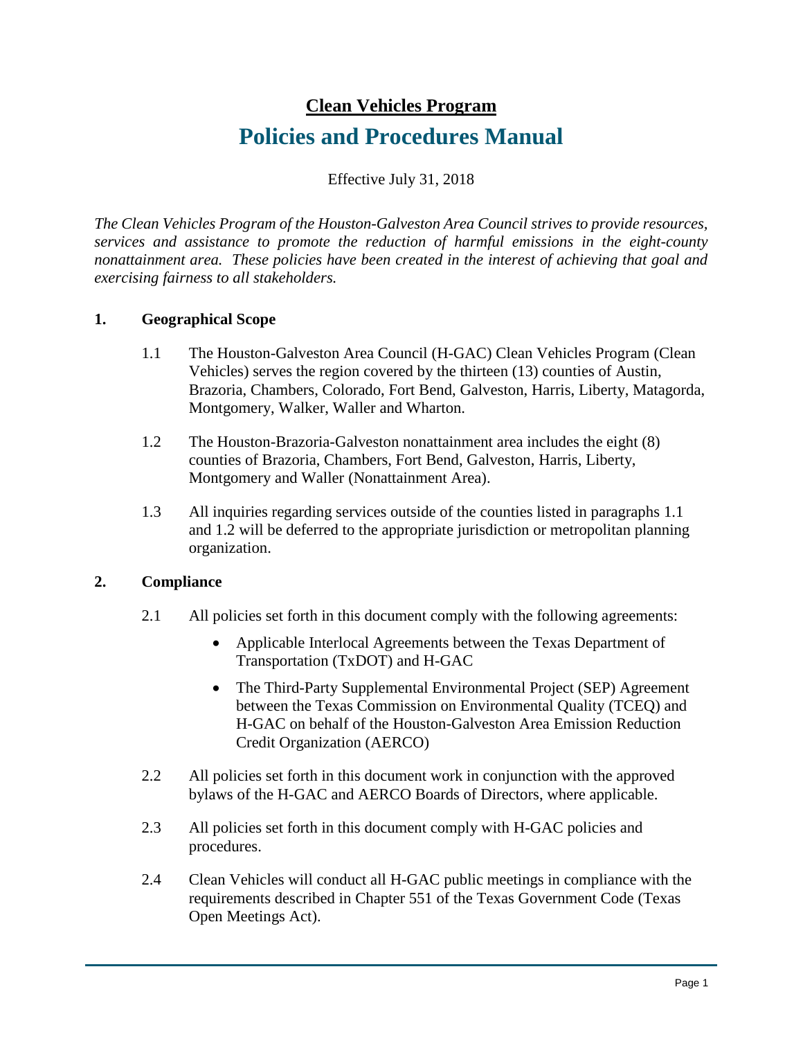# Clean Vehicles Program

# Policies and Procedures Manual

Effective July 31, 2018

*The Clean Vehicles Program of the Houston-Galveston Area Council strives to provide resources, services and assistance to promote the reduction of harmful emissions in the eight-county nonattainment area. These policies have been created in the interest of achieving that goal and exercising fairness to all stakeholders.*

## 1. Geographical Scope

1.1 The Houston-Galveston Area Council (H-GAC) Clean Vehicles Program (Clean Vehicles) serves the region covered by the thirteen (13) counties of Austin, Brazoria, Chambers, Colorado, Fort Bend, Galveston, Harris, Liberty, Matagorda, Montgomery, Walker, Waller and Wharton.

1.2 The Houston-Brazoria-Galveston nonattainment area includes the eight (8) counties of Brazoria, Chambers, Fort Bend, Galveston, Harris, Liberty, Montgomery and Waller (Nonattainment Area).

1.3 All inquiries regarding services outside of the counties listed in paragraphs 1.1 and 1.2 will be deferred to the appropriate jurisdiction or metropolitan planning organization.

## 2. Compliance

2.1 All policies set forth in this document comply with the following agreements:

- Applicable Interlocal Agreements between the Texas Department of Transportation (TxDOT) and H-GAC
- The Third-Party Supplemental Environmental Project (SEP) Agreement between the Texas Commission on Environmental Quality (TCEQ) and H-GAC on behalf of the Houston-Galveston Area Emission Reduction Credit Organization (AERCO)

2.2 All policies set forth in this document work in conjunction with the approved bylaws of the H-GAC and AERCO Boards of Directors, where applicable.

2.3 All policies set forth in this document comply with H-GAC policies and procedures.

2.4 Clean Vehicles will conduct all H-GAC public meetings in compliance with the requirements described in Chapter 551 of the Texas Government Code (Texas Open Meetings Act).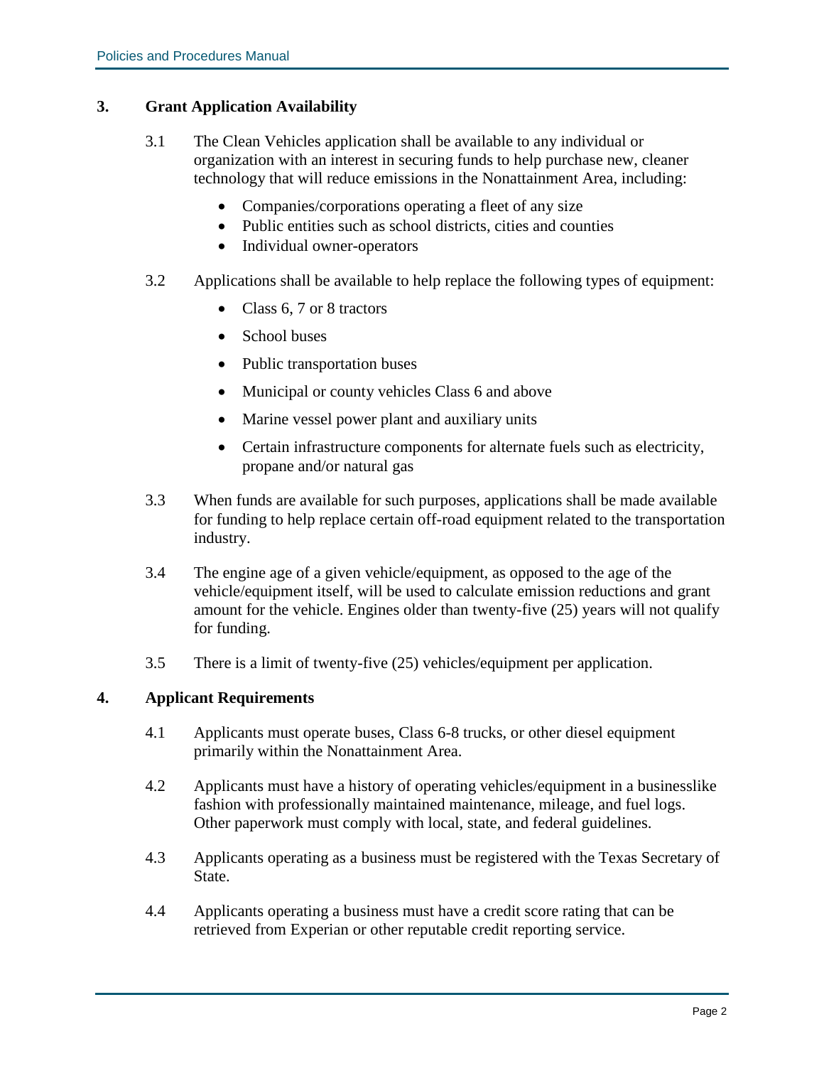## 3. Grant Application Availability

3.1 The Clean Vehicles application shall be available to any individual or organization with an interest in securing funds to help purchase new, cleaner technology that will reduce emissions in the Nonattainment Area, including:

- Companies/corporations operating a fleet of any size
- Public entities such as school districts, cities and counties
- Individual owner-operators

3.2 Applications shall be available to help replace the following types of equipment:

- Class 6, 7 or 8 tractors
- School buses
- Public transportation buses
- Municipal or county vehicles Class 6 and above
- Marine vessel power plant and auxiliary units
- Certain infrastructure components for alternate fuels such as electricity, propane and/or natural gas

3.3 When funds are available for such purposes, applications shall be made available for funding to help replace certain off-road equipment related to the transportation industry.

3.4 The engine age of a given vehicle/equipment, as opposed to the age of the vehicle/equipment itself, will be used to calculate emission reductions and grant amount for the vehicle. Engines older than twenty-five (25) years will not qualify for funding.

3.5 There is a limit of twenty-five (25) vehicles/equipment per application.

## 4. Applicant Requirements

4.1 Applicants must operate buses, Class 6-8 trucks, or other diesel equipment primarily within the Nonattainment Area.

4.2 Applicants must have a history of operating vehicles/equipment in a businesslike fashion with professionally maintained maintenance, mileage, and fuel logs. Other paperwork must comply with local, state, and federal guidelines.

4.3 Applicants operating as a business must be registered with the Texas Secretary of State.

4.4 Applicants operating a business must have a credit score rating that can be retrieved from Experian or other reputable credit reporting service.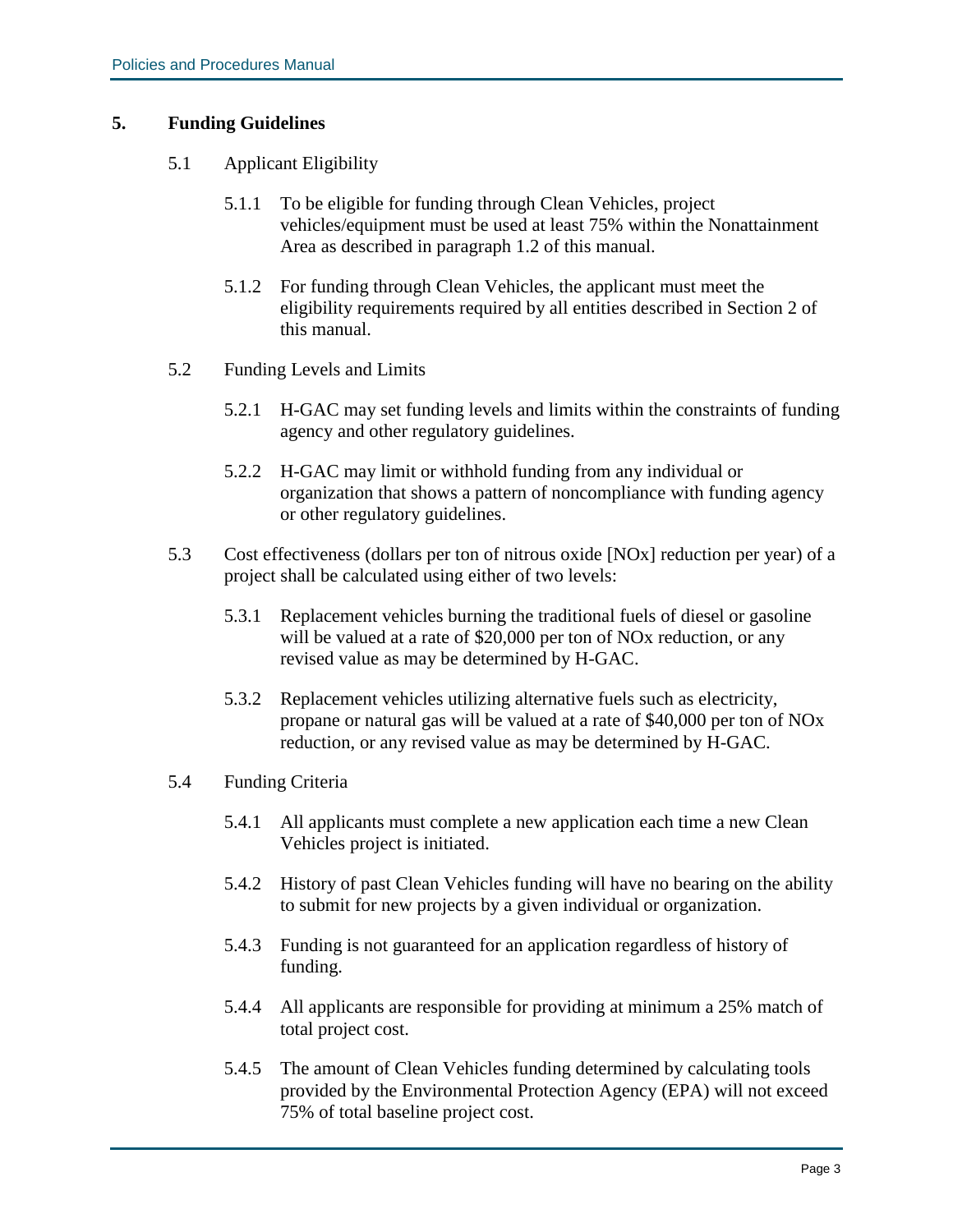## 5. Funding Guidelines

5.1 Applicant Eligibility

5.1.1 To be eligible for funding through Clean Vehicles, project vehicles/equipment must be used at least 75% within the Nonattainment Area as described in paragraph 1.2 of this manual.

5.1.2 For funding through Clean Vehicles, the applicant must meet the eligibility requirements required by all entities described in Section 2 of this manual.

5.2 Funding Levels and Limits

5.2.1 H-GAC may set funding levels and limits within the constraints of funding agency and other regulatory guidelines.

5.2.2 H-GAC may limit or withhold funding from any individual or organization that shows a pattern of noncompliance with funding agency or other regulatory guidelines.

5.3 Cost effectiveness (dollars per ton of nitrous oxide [NOx] reduction per year) of a project shall be calculated using either of two levels:

5.3.1 Replacement vehicles burning the traditional fuels of diesel or gasoline will be valued at a rate of $20,000 per ton of NOx reduction, or any revised value as may be determined by H-GAC.

5.3.2 Replacement vehicles utilizing alternative fuels such as electricity, propane or natural gas will be valued at a rate of $40,000 per ton of NOx reduction, or any revised value as may be determined by H-GAC.

5.4 Funding Criteria

5.4.1 All applicants must complete a new application each time a new Clean Vehicles project is initiated.

5.4.2 History of past Clean Vehicles funding will have no bearing on the ability to submit for new projects by a given individual or organization.

5.4.3 Funding is not guaranteed for an application regardless of history of funding.

5.4.4 All applicants are responsible for providing at minimum a 25% match of total project cost.

5.4.5 The amount of Clean Vehicles funding determined by calculating tools provided by the Environmental Protection Agency (EPA) will not exceed 75% of total baseline project cost.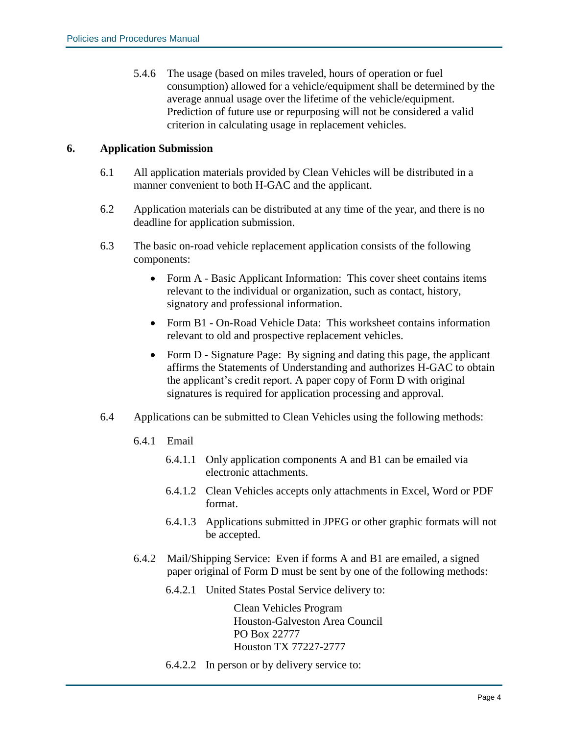5.4.6 The usage (based on miles traveled, hours of operation or fuel consumption) allowed for a vehicle/equipment shall be determined by the average annual usage over the lifetime of the vehicle/equipment. Prediction of future use or repurposing will not be considered a valid criterion in calculating usage in replacement vehicles.

## 6. Application Submission

6.1 All application materials provided by Clean Vehicles will be distributed in a manner convenient to both H-GAC and the applicant.

6.2 Application materials can be distributed at any time of the year, and there is no deadline for application submission.

6.3 The basic on-road vehicle replacement application consists of the following components:

- Form A - Basic Applicant Information: This cover sheet contains items relevant to the individual or organization, such as contact, history, signatory and professional information.
- Form B1 - On-Road Vehicle Data: This worksheet contains information relevant to old and prospective replacement vehicles.
- Form D - Signature Page: By signing and dating this page, the applicant affirms the Statements of Understanding and authorizes H-GAC to obtain the applicant's credit report. A paper copy of Form D with original signatures is required for application processing and approval.

6.4 Applications can be submitted to Clean Vehicles using the following methods:

6.4.1 Email

6.4.1.1 Only application components A and B1 can be emailed via electronic attachments.

6.4.1.2 Clean Vehicles accepts only attachments in Excel, Word or PDF format.

6.4.1.3 Applications submitted in JPEG or other graphic formats will not be accepted.

6.4.2 Mail/Shipping Service: Even if forms A and B1 are emailed, a signed paper original of Form D must be sent by one of the following methods:

6.4.2.1 United States Postal Service delivery to:

Clean Vehicles Program
Houston-Galveston Area Council
PO Box 22777
Houston TX 77227-2777

6.4.2.2 In person or by delivery service to: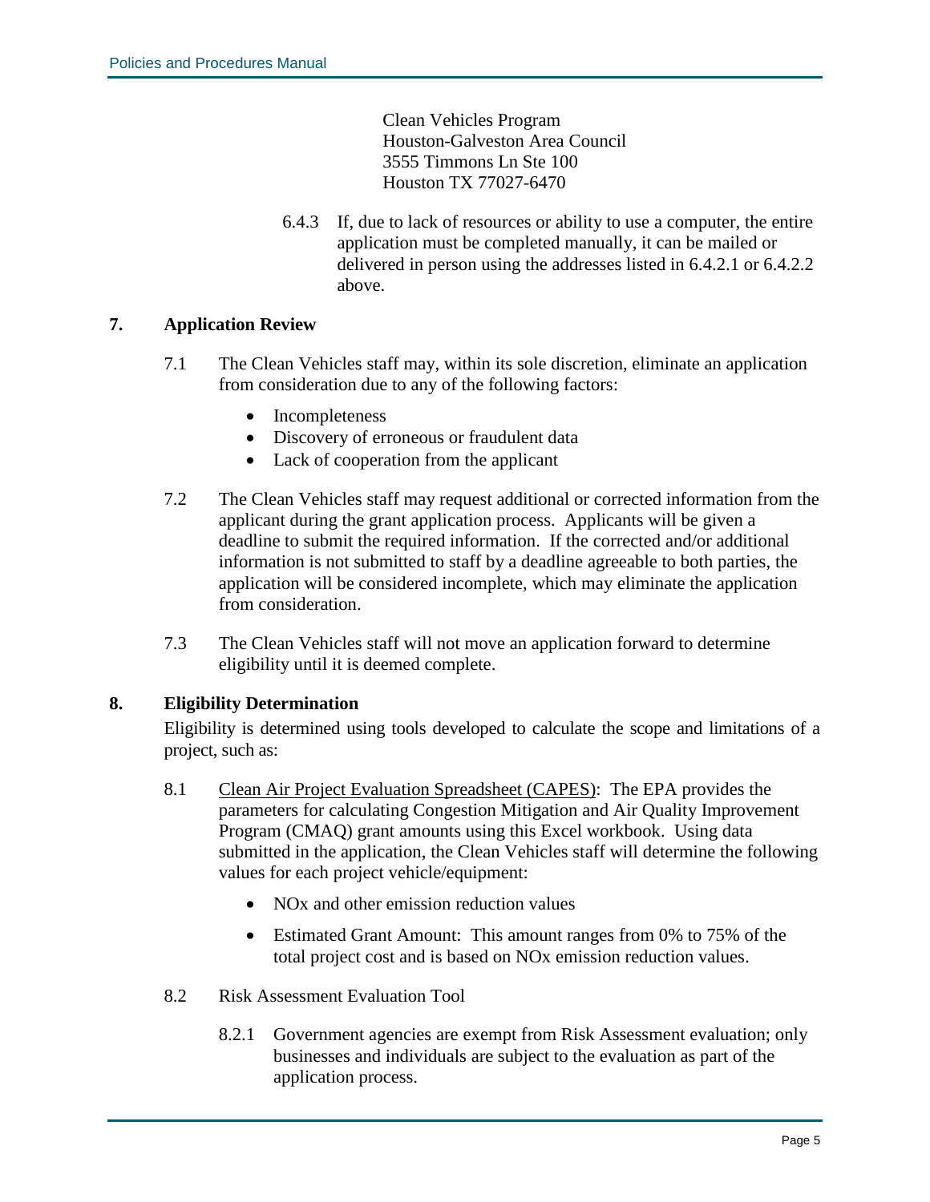Clean Vehicles Program
Houston-Galveston Area Council
3555 Timmons Ln Ste 100
Houston TX 77027-6470

6.4.3 If, due to lack of resources or ability to use a computer, the entire application must be completed manually, it can be mailed or delivered in person using the addresses listed in 6.4.2.1 or 6.4.2.2 above.

## 7. Application Review

7.1 The Clean Vehicles staff may, within its sole discretion, eliminate an application from consideration due to any of the following factors:

- Incompleteness
- Discovery of erroneous or fraudulent data
- Lack of cooperation from the applicant

7.2 The Clean Vehicles staff may request additional or corrected information from the applicant during the grant application process. Applicants will be given a deadline to submit the required information. If the corrected and/or additional information is not submitted to staff by a deadline agreeable to both parties, the application will be considered incomplete, which may eliminate the application from consideration.

7.3 The Clean Vehicles staff will not move an application forward to determine eligibility until it is deemed complete.

## 8. Eligibility Determination

Eligibility is determined using tools developed to calculate the scope and limitations of a project, such as:

8.1 Clean Air Project Evaluation Spreadsheet (CAPES): The EPA provides the parameters for calculating Congestion Mitigation and Air Quality Improvement Program (CMAQ) grant amounts using this Excel workbook. Using data submitted in the application, the Clean Vehicles staff will determine the following values for each project vehicle/equipment:

- NOx and other emission reduction values
- Estimated Grant Amount: This amount ranges from 0% to 75% of the total project cost and is based on NOx emission reduction values.

8.2 Risk Assessment Evaluation Tool

8.2.1 Government agencies are exempt from Risk Assessment evaluation; only businesses and individuals are subject to the evaluation as part of the application process.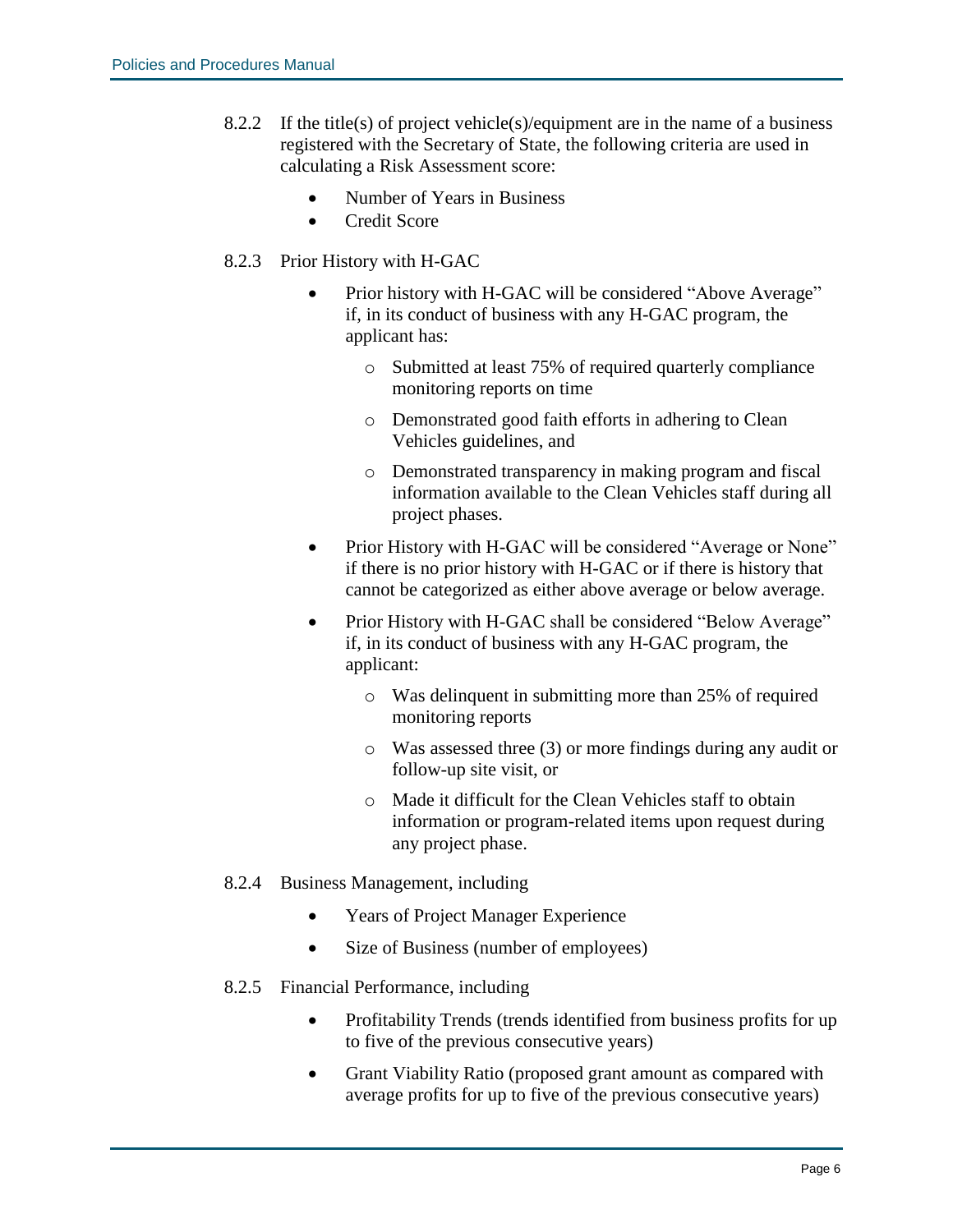8.2.2 If the title(s) of project vehicle(s)/equipment are in the name of a business registered with the Secretary of State, the following criteria are used in calculating a Risk Assessment score:

- Number of Years in Business
- Credit Score

8.2.3 Prior History with H-GAC

- Prior history with H-GAC will be considered "Above Average" if, in its conduct of business with any H-GAC program, the applicant has:
  - Submitted at least 75% of required quarterly compliance monitoring reports on time
  - Demonstrated good faith efforts in adhering to Clean Vehicles guidelines, and
  - Demonstrated transparency in making program and fiscal information available to the Clean Vehicles staff during all project phases.
- Prior History with H-GAC will be considered "Average or None" if there is no prior history with H-GAC or if there is history that cannot be categorized as either above average or below average.
- Prior History with H-GAC shall be considered "Below Average" if, in its conduct of business with any H-GAC program, the applicant:
  - Was delinquent in submitting more than 25% of required monitoring reports
  - Was assessed three (3) or more findings during any audit or follow-up site visit, or
  - Made it difficult for the Clean Vehicles staff to obtain information or program-related items upon request during any project phase.

8.2.4 Business Management, including

- Years of Project Manager Experience
- Size of Business (number of employees)

8.2.5 Financial Performance, including

- Profitability Trends (trends identified from business profits for up to five of the previous consecutive years)
- Grant Viability Ratio (proposed grant amount as compared with average profits for up to five of the previous consecutive years)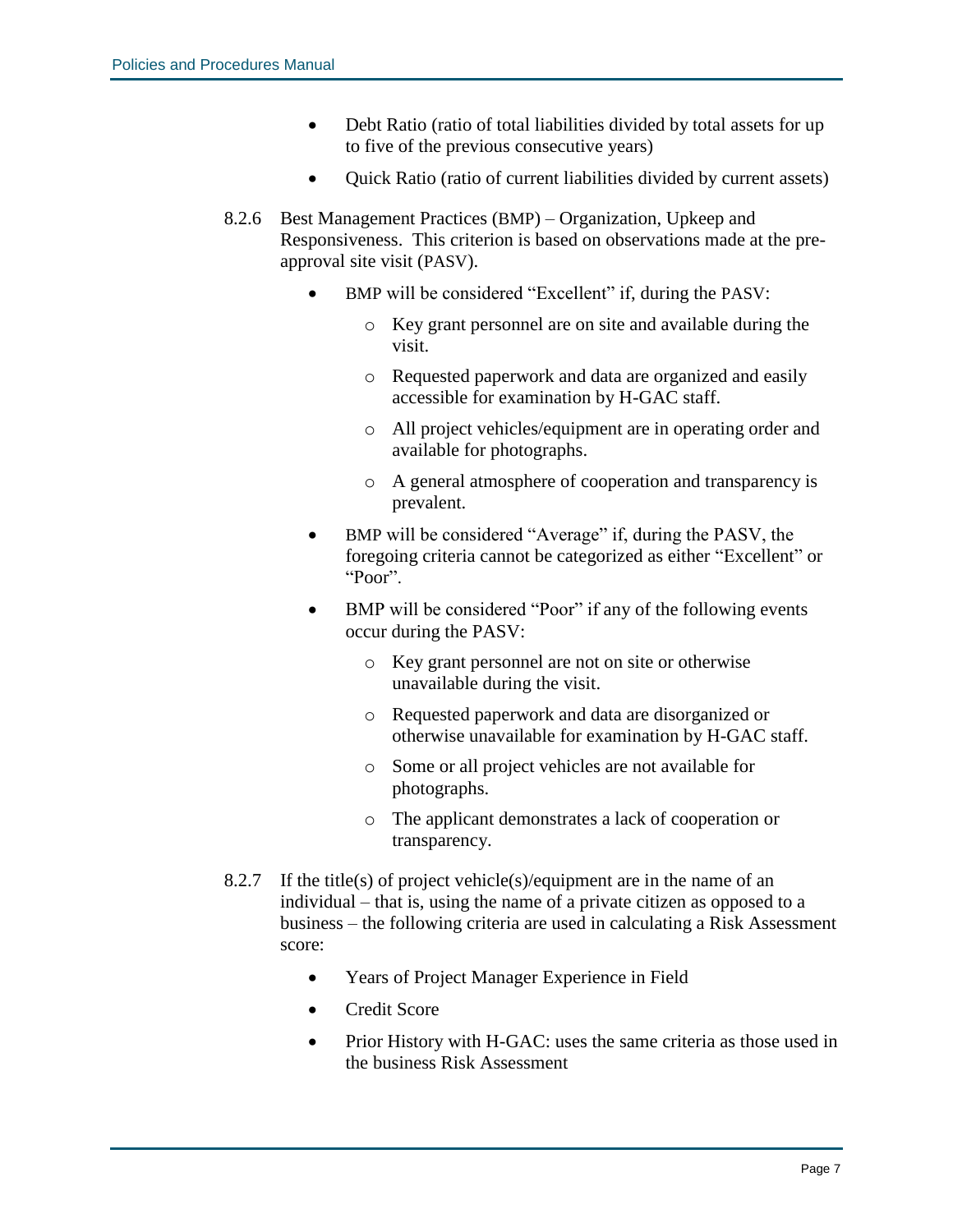- Debt Ratio (ratio of total liabilities divided by total assets for up to five of the previous consecutive years)
- Quick Ratio (ratio of current liabilities divided by current assets)

8.2.6 Best Management Practices (BMP) – Organization, Upkeep and Responsiveness. This criterion is based on observations made at the pre-approval site visit (PASV).

- BMP will be considered "Excellent" if, during the PASV:
  - Key grant personnel are on site and available during the visit.
  - Requested paperwork and data are organized and easily accessible for examination by H-GAC staff.
  - All project vehicles/equipment are in operating order and available for photographs.
  - A general atmosphere of cooperation and transparency is prevalent.
- BMP will be considered "Average" if, during the PASV, the foregoing criteria cannot be categorized as either "Excellent" or "Poor".
- BMP will be considered "Poor" if any of the following events occur during the PASV:
  - Key grant personnel are not on site or otherwise unavailable during the visit.
  - Requested paperwork and data are disorganized or otherwise unavailable for examination by H-GAC staff.
  - Some or all project vehicles are not available for photographs.
  - The applicant demonstrates a lack of cooperation or transparency.

8.2.7 If the title(s) of project vehicle(s)/equipment are in the name of an individual – that is, using the name of a private citizen as opposed to a business – the following criteria are used in calculating a Risk Assessment score:

- Years of Project Manager Experience in Field
- Credit Score
- Prior History with H-GAC: uses the same criteria as those used in the business Risk Assessment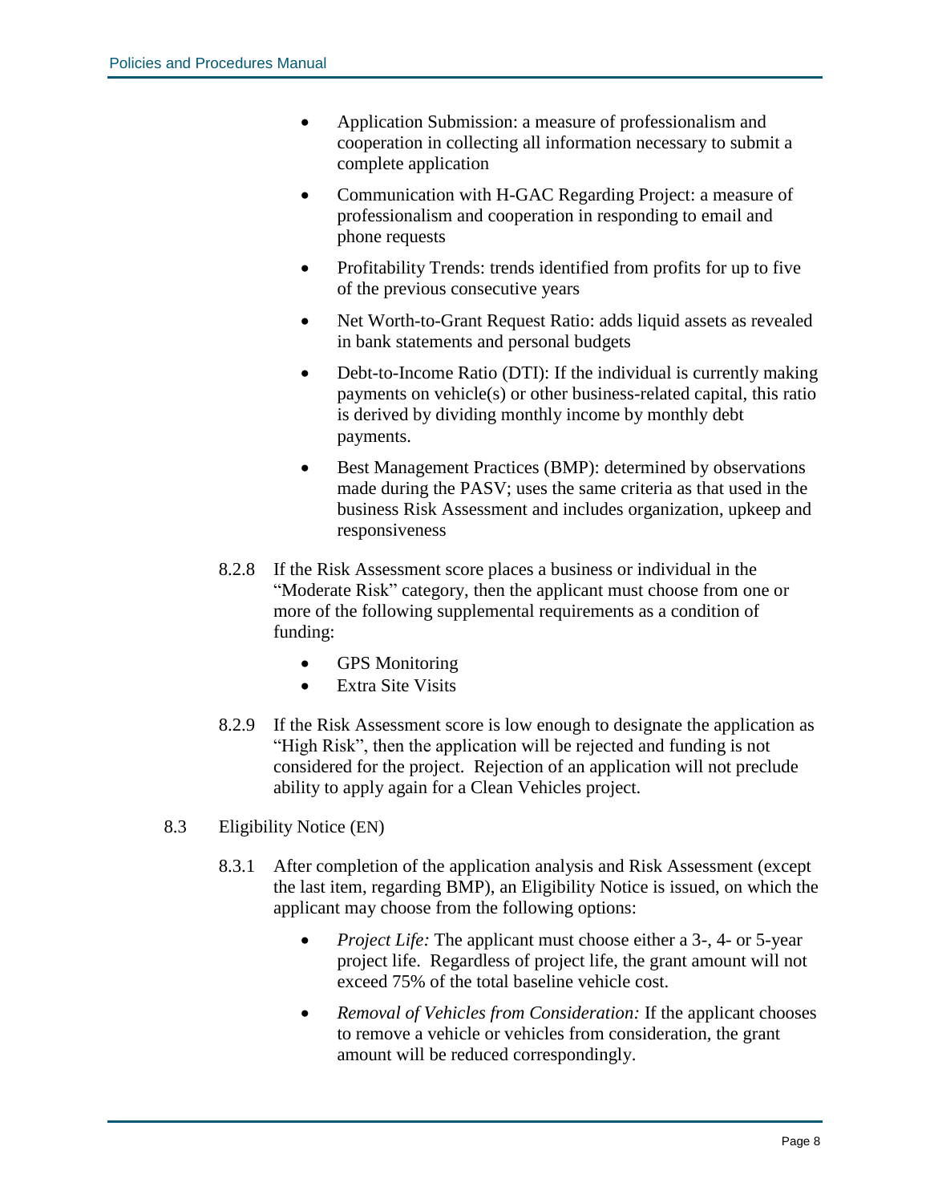- Application Submission: a measure of professionalism and cooperation in collecting all information necessary to submit a complete application
- Communication with H-GAC Regarding Project: a measure of professionalism and cooperation in responding to email and phone requests
- Profitability Trends: trends identified from profits for up to five of the previous consecutive years
- Net Worth-to-Grant Request Ratio: adds liquid assets as revealed in bank statements and personal budgets
- Debt-to-Income Ratio (DTI): If the individual is currently making payments on vehicle(s) or other business-related capital, this ratio is derived by dividing monthly income by monthly debt payments.
- Best Management Practices (BMP): determined by observations made during the PASV; uses the same criteria as that used in the business Risk Assessment and includes organization, upkeep and responsiveness

8.2.8 If the Risk Assessment score places a business or individual in the "Moderate Risk" category, then the applicant must choose from one or more of the following supplemental requirements as a condition of funding:

- GPS Monitoring
- Extra Site Visits

8.2.9 If the Risk Assessment score is low enough to designate the application as "High Risk", then the application will be rejected and funding is not considered for the project. Rejection of an application will not preclude ability to apply again for a Clean Vehicles project.

8.3 Eligibility Notice (EN)

8.3.1 After completion of the application analysis and Risk Assessment (except the last item, regarding BMP), an Eligibility Notice is issued, on which the applicant may choose from the following options:

- *Project Life:* The applicant must choose either a 3-, 4- or 5-year project life. Regardless of project life, the grant amount will not exceed 75% of the total baseline vehicle cost.
- *Removal of Vehicles from Consideration:* If the applicant chooses to remove a vehicle or vehicles from consideration, the grant amount will be reduced correspondingly.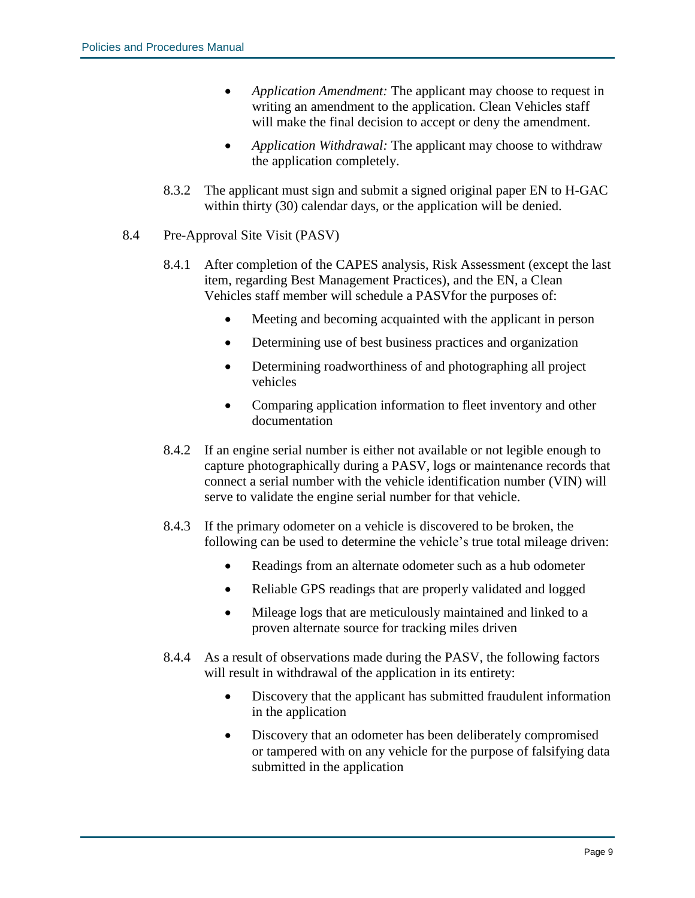- *Application Amendment:* The applicant may choose to request in writing an amendment to the application. Clean Vehicles staff will make the final decision to accept or deny the amendment.
- *Application Withdrawal:* The applicant may choose to withdraw the application completely.

8.3.2 The applicant must sign and submit a signed original paper EN to H-GAC within thirty (30) calendar days, or the application will be denied.

8.4 Pre-Approval Site Visit (PASV)

8.4.1 After completion of the CAPES analysis, Risk Assessment (except the last item, regarding Best Management Practices), and the EN, a Clean Vehicles staff member will schedule a PASVfor the purposes of:

- Meeting and becoming acquainted with the applicant in person
- Determining use of best business practices and organization
- Determining roadworthiness of and photographing all project vehicles
- Comparing application information to fleet inventory and other documentation

8.4.2 If an engine serial number is either not available or not legible enough to capture photographically during a PASV, logs or maintenance records that connect a serial number with the vehicle identification number (VIN) will serve to validate the engine serial number for that vehicle.

8.4.3 If the primary odometer on a vehicle is discovered to be broken, the following can be used to determine the vehicle's true total mileage driven:

- Readings from an alternate odometer such as a hub odometer
- Reliable GPS readings that are properly validated and logged
- Mileage logs that are meticulously maintained and linked to a proven alternate source for tracking miles driven

8.4.4 As a result of observations made during the PASV, the following factors will result in withdrawal of the application in its entirety:

- Discovery that the applicant has submitted fraudulent information in the application
- Discovery that an odometer has been deliberately compromised or tampered with on any vehicle for the purpose of falsifying data submitted in the application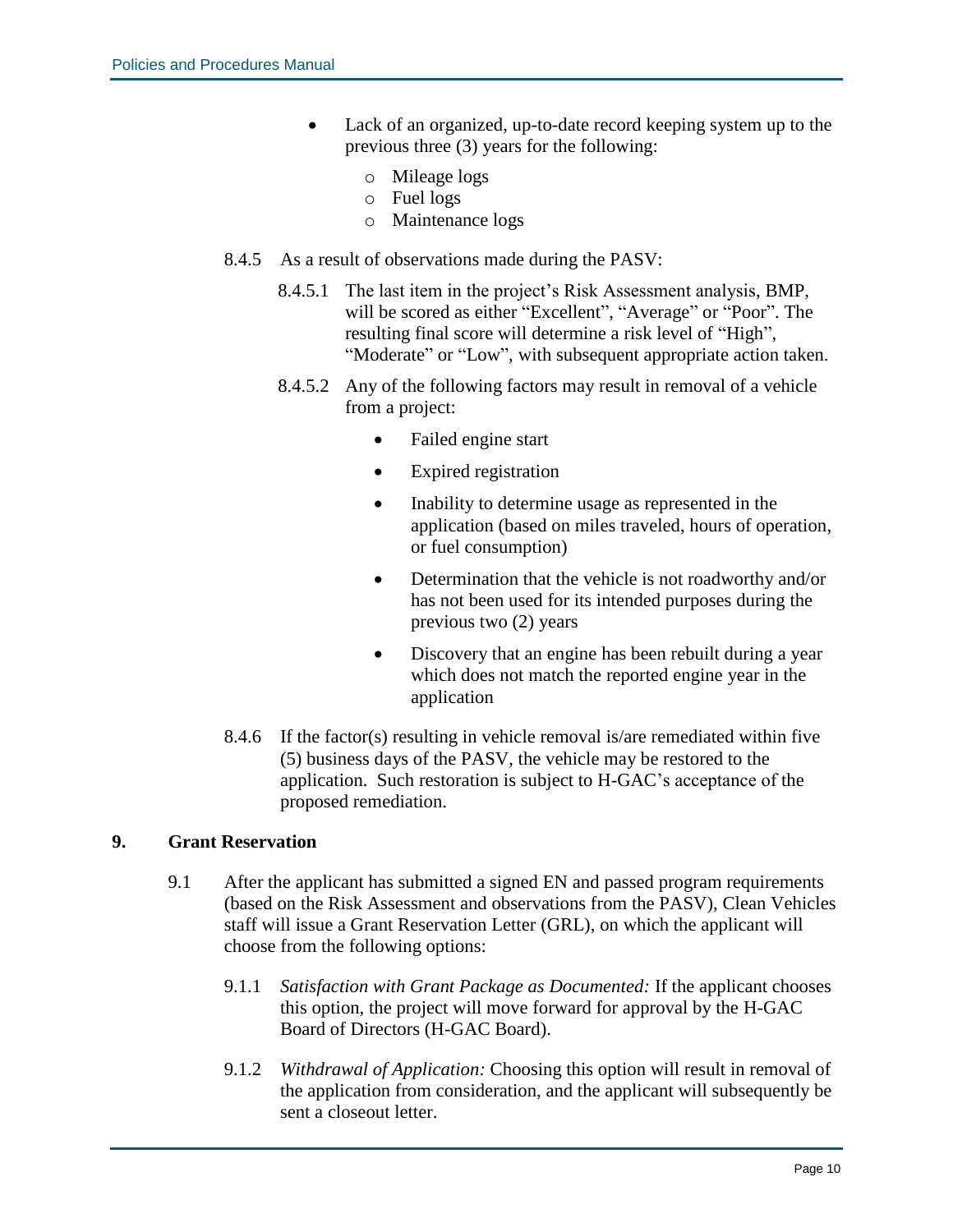- Lack of an organized, up-to-date record keeping system up to the previous three (3) years for the following:
  - Mileage logs
  - Fuel logs
  - Maintenance logs

8.4.5 As a result of observations made during the PASV:

8.4.5.1 The last item in the project's Risk Assessment analysis, BMP, will be scored as either "Excellent", "Average" or "Poor". The resulting final score will determine a risk level of "High", "Moderate" or "Low", with subsequent appropriate action taken.

8.4.5.2 Any of the following factors may result in removal of a vehicle from a project:

- Failed engine start
- Expired registration
- Inability to determine usage as represented in the application (based on miles traveled, hours of operation, or fuel consumption)
- Determination that the vehicle is not roadworthy and/or has not been used for its intended purposes during the previous two (2) years
- Discovery that an engine has been rebuilt during a year which does not match the reported engine year in the application

8.4.6 If the factor(s) resulting in vehicle removal is/are remediated within five (5) business days of the PASV, the vehicle may be restored to the application. Such restoration is subject to H-GAC's acceptance of the proposed remediation.

## 9. Grant Reservation

9.1 After the applicant has submitted a signed EN and passed program requirements (based on the Risk Assessment and observations from the PASV), Clean Vehicles staff will issue a Grant Reservation Letter (GRL), on which the applicant will choose from the following options:

9.1.1 *Satisfaction with Grant Package as Documented:* If the applicant chooses this option, the project will move forward for approval by the H-GAC Board of Directors (H-GAC Board).

9.1.2 *Withdrawal of Application:* Choosing this option will result in removal of the application from consideration, and the applicant will subsequently be sent a closeout letter.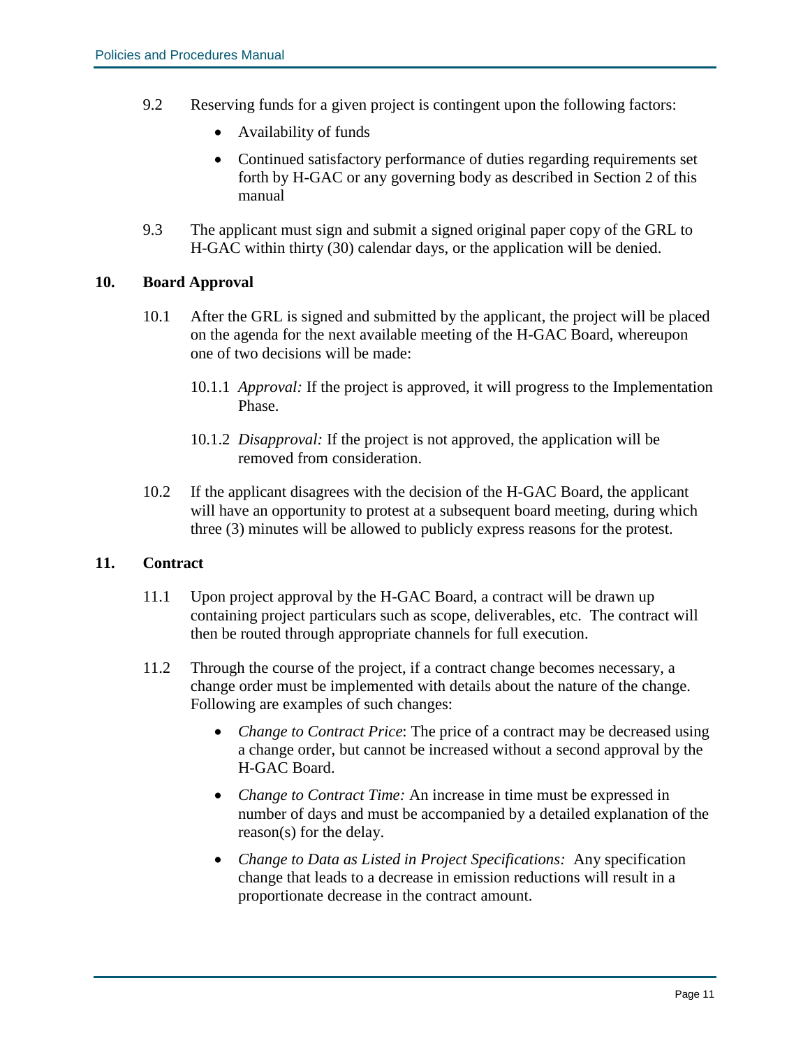9.2 Reserving funds for a given project is contingent upon the following factors:

- Availability of funds
- Continued satisfactory performance of duties regarding requirements set forth by H-GAC or any governing body as described in Section 2 of this manual

9.3 The applicant must sign and submit a signed original paper copy of the GRL to H-GAC within thirty (30) calendar days, or the application will be denied.

## 10. Board Approval

10.1 After the GRL is signed and submitted by the applicant, the project will be placed on the agenda for the next available meeting of the H-GAC Board, whereupon one of two decisions will be made:

10.1.1 *Approval:* If the project is approved, it will progress to the Implementation Phase.

10.1.2 *Disapproval:* If the project is not approved, the application will be removed from consideration.

10.2 If the applicant disagrees with the decision of the H-GAC Board, the applicant will have an opportunity to protest at a subsequent board meeting, during which three (3) minutes will be allowed to publicly express reasons for the protest.

## 11. Contract

11.1 Upon project approval by the H-GAC Board, a contract will be drawn up containing project particulars such as scope, deliverables, etc. The contract will then be routed through appropriate channels for full execution.

11.2 Through the course of the project, if a contract change becomes necessary, a change order must be implemented with details about the nature of the change. Following are examples of such changes:

- *Change to Contract Price*: The price of a contract may be decreased using a change order, but cannot be increased without a second approval by the H-GAC Board.
- *Change to Contract Time:* An increase in time must be expressed in number of days and must be accompanied by a detailed explanation of the reason(s) for the delay.
- *Change to Data as Listed in Project Specifications:* Any specification change that leads to a decrease in emission reductions will result in a proportionate decrease in the contract amount.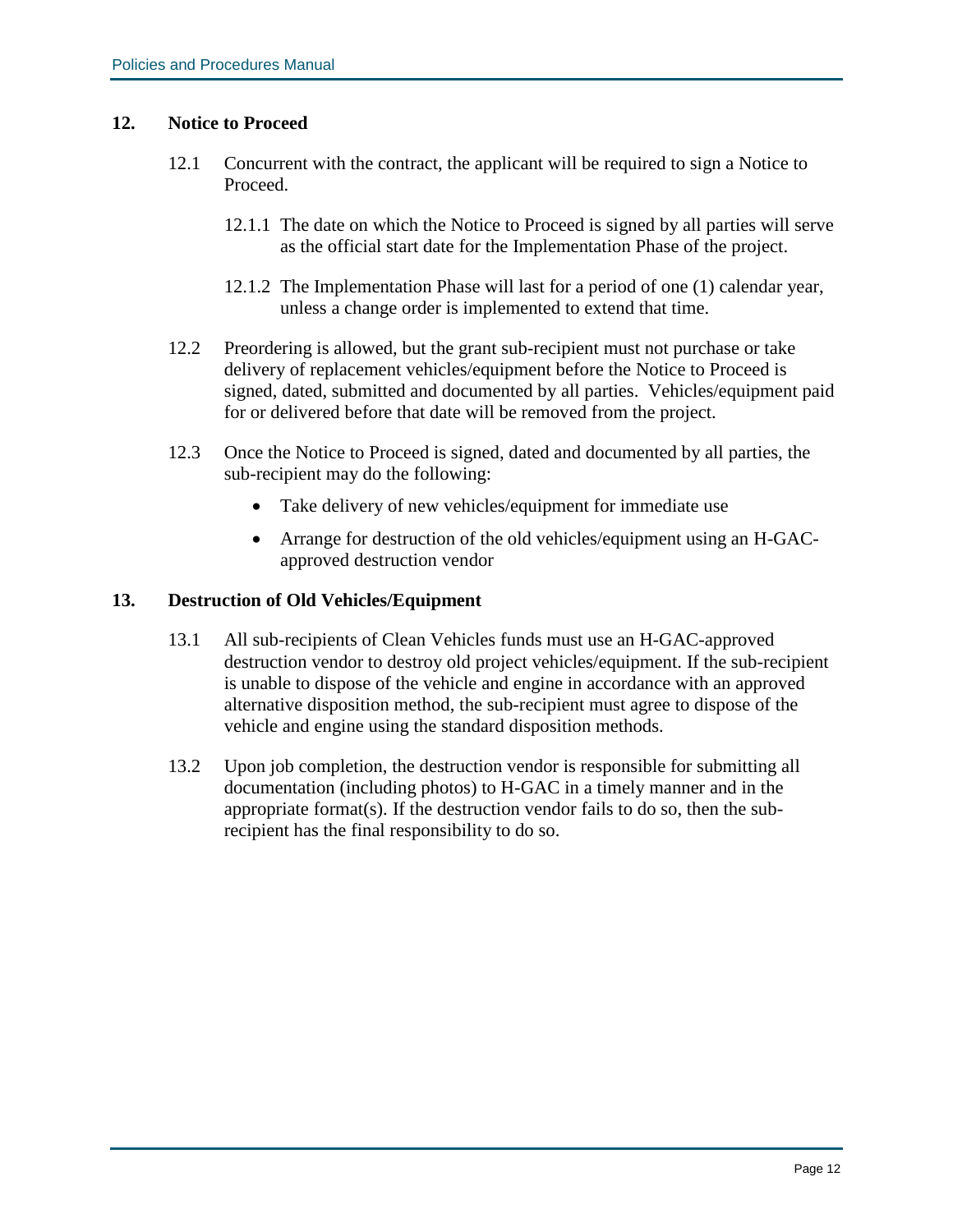## 12. Notice to Proceed

12.1 Concurrent with the contract, the applicant will be required to sign a Notice to Proceed.

12.1.1 The date on which the Notice to Proceed is signed by all parties will serve as the official start date for the Implementation Phase of the project.

12.1.2 The Implementation Phase will last for a period of one (1) calendar year, unless a change order is implemented to extend that time.

12.2 Preordering is allowed, but the grant sub-recipient must not purchase or take delivery of replacement vehicles/equipment before the Notice to Proceed is signed, dated, submitted and documented by all parties. Vehicles/equipment paid for or delivered before that date will be removed from the project.

12.3 Once the Notice to Proceed is signed, dated and documented by all parties, the sub-recipient may do the following:

- Take delivery of new vehicles/equipment for immediate use
- Arrange for destruction of the old vehicles/equipment using an H-GAC-approved destruction vendor

## 13. Destruction of Old Vehicles/Equipment

13.1 All sub-recipients of Clean Vehicles funds must use an H-GAC-approved destruction vendor to destroy old project vehicles/equipment. If the sub-recipient is unable to dispose of the vehicle and engine in accordance with an approved alternative disposition method, the sub-recipient must agree to dispose of the vehicle and engine using the standard disposition methods.

13.2 Upon job completion, the destruction vendor is responsible for submitting all documentation (including photos) to H-GAC in a timely manner and in the appropriate format(s). If the destruction vendor fails to do so, then the sub-recipient has the final responsibility to do so.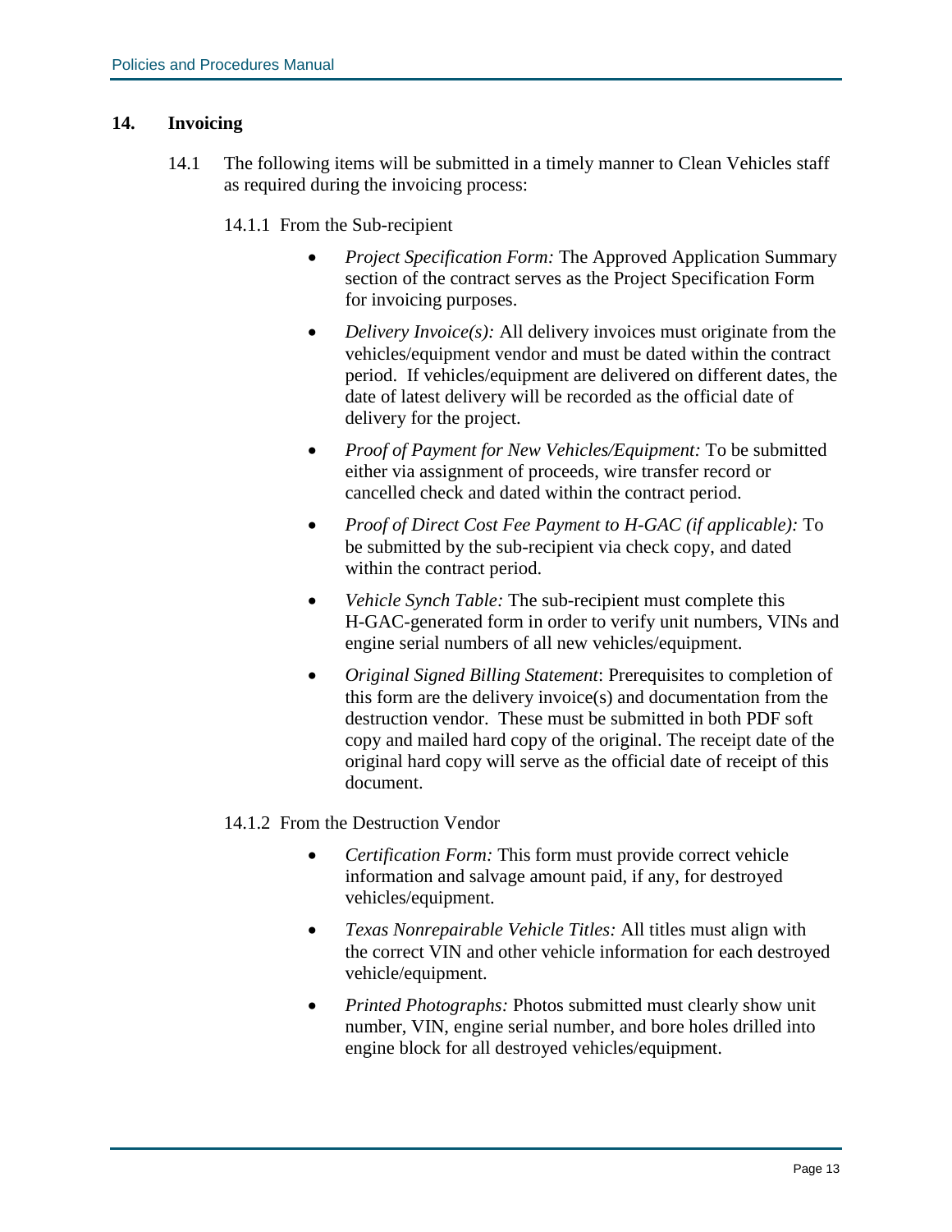## 14. Invoicing

14.1 The following items will be submitted in a timely manner to Clean Vehicles staff as required during the invoicing process:

14.1.1 From the Sub-recipient

- *Project Specification Form:* The Approved Application Summary section of the contract serves as the Project Specification Form for invoicing purposes.
- *Delivery Invoice(s):* All delivery invoices must originate from the vehicles/equipment vendor and must be dated within the contract period. If vehicles/equipment are delivered on different dates, the date of latest delivery will be recorded as the official date of delivery for the project.
- *Proof of Payment for New Vehicles/Equipment:* To be submitted either via assignment of proceeds, wire transfer record or cancelled check and dated within the contract period.
- *Proof of Direct Cost Fee Payment to H-GAC (if applicable):* To be submitted by the sub-recipient via check copy, and dated within the contract period.
- *Vehicle Synch Table:* The sub-recipient must complete this H-GAC-generated form in order to verify unit numbers, VINs and engine serial numbers of all new vehicles/equipment.
- *Original Signed Billing Statement*: Prerequisites to completion of this form are the delivery invoice(s) and documentation from the destruction vendor. These must be submitted in both PDF soft copy and mailed hard copy of the original. The receipt date of the original hard copy will serve as the official date of receipt of this document.

14.1.2 From the Destruction Vendor

- *Certification Form:* This form must provide correct vehicle information and salvage amount paid, if any, for destroyed vehicles/equipment.
- *Texas Nonrepairable Vehicle Titles:* All titles must align with the correct VIN and other vehicle information for each destroyed vehicle/equipment.
- *Printed Photographs:* Photos submitted must clearly show unit number, VIN, engine serial number, and bore holes drilled into engine block for all destroyed vehicles/equipment.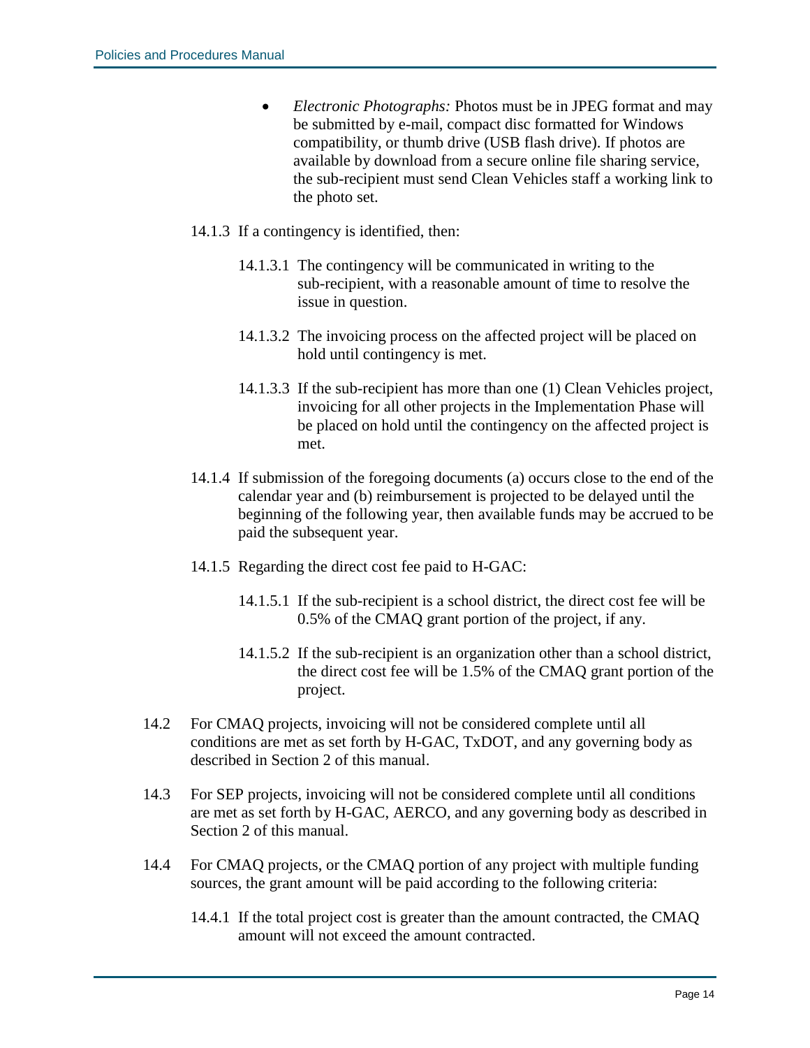- *Electronic Photographs:* Photos must be in JPEG format and may be submitted by e-mail, compact disc formatted for Windows compatibility, or thumb drive (USB flash drive). If photos are available by download from a secure online file sharing service, the sub-recipient must send Clean Vehicles staff a working link to the photo set.

14.1.3 If a contingency is identified, then:

14.1.3.1 The contingency will be communicated in writing to the sub-recipient, with a reasonable amount of time to resolve the issue in question.

14.1.3.2 The invoicing process on the affected project will be placed on hold until contingency is met.

14.1.3.3 If the sub-recipient has more than one (1) Clean Vehicles project, invoicing for all other projects in the Implementation Phase will be placed on hold until the contingency on the affected project is met.

14.1.4 If submission of the foregoing documents (a) occurs close to the end of the calendar year and (b) reimbursement is projected to be delayed until the beginning of the following year, then available funds may be accrued to be paid the subsequent year.

14.1.5 Regarding the direct cost fee paid to H-GAC:

14.1.5.1 If the sub-recipient is a school district, the direct cost fee will be 0.5% of the CMAQ grant portion of the project, if any.

14.1.5.2 If the sub-recipient is an organization other than a school district, the direct cost fee will be 1.5% of the CMAQ grant portion of the project.

14.2 For CMAQ projects, invoicing will not be considered complete until all conditions are met as set forth by H-GAC, TxDOT, and any governing body as described in Section 2 of this manual.

14.3 For SEP projects, invoicing will not be considered complete until all conditions are met as set forth by H-GAC, AERCO, and any governing body as described in Section 2 of this manual.

14.4 For CMAQ projects, or the CMAQ portion of any project with multiple funding sources, the grant amount will be paid according to the following criteria:

14.4.1 If the total project cost is greater than the amount contracted, the CMAQ amount will not exceed the amount contracted.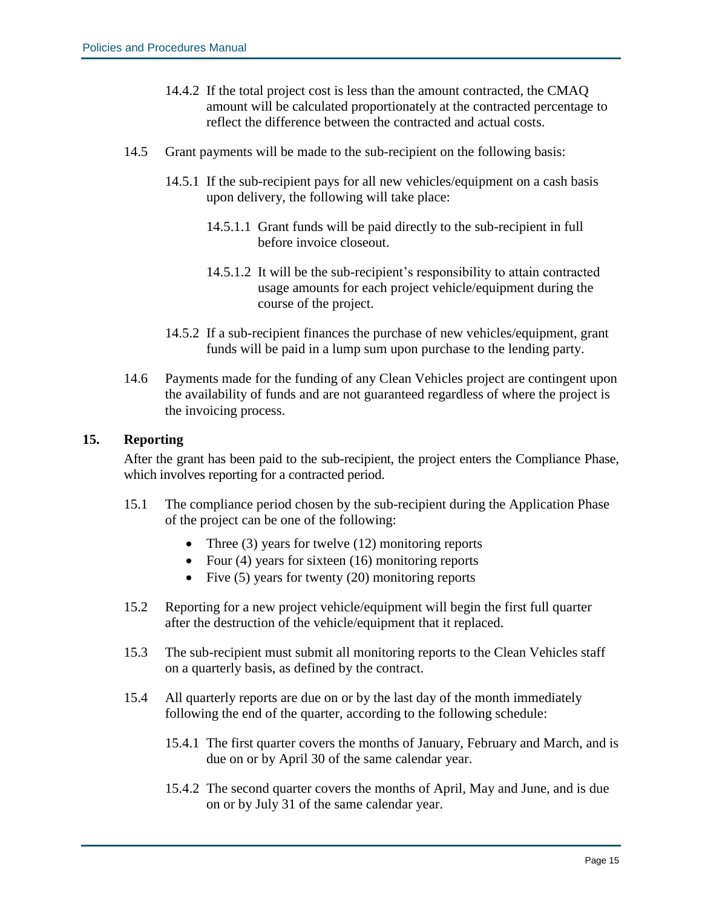14.4.2 If the total project cost is less than the amount contracted, the CMAQ amount will be calculated proportionately at the contracted percentage to reflect the difference between the contracted and actual costs.

14.5 Grant payments will be made to the sub-recipient on the following basis:

14.5.1 If the sub-recipient pays for all new vehicles/equipment on a cash basis upon delivery, the following will take place:

14.5.1.1 Grant funds will be paid directly to the sub-recipient in full before invoice closeout.

14.5.1.2 It will be the sub-recipient's responsibility to attain contracted usage amounts for each project vehicle/equipment during the course of the project.

14.5.2 If a sub-recipient finances the purchase of new vehicles/equipment, grant funds will be paid in a lump sum upon purchase to the lending party.

14.6 Payments made for the funding of any Clean Vehicles project are contingent upon the availability of funds and are not guaranteed regardless of where the project is the invoicing process.

## 15. Reporting

After the grant has been paid to the sub-recipient, the project enters the Compliance Phase, which involves reporting for a contracted period.

15.1 The compliance period chosen by the sub-recipient during the Application Phase of the project can be one of the following:

- Three (3) years for twelve (12) monitoring reports
- Four (4) years for sixteen (16) monitoring reports
- Five (5) years for twenty (20) monitoring reports

15.2 Reporting for a new project vehicle/equipment will begin the first full quarter after the destruction of the vehicle/equipment that it replaced.

15.3 The sub-recipient must submit all monitoring reports to the Clean Vehicles staff on a quarterly basis, as defined by the contract.

15.4 All quarterly reports are due on or by the last day of the month immediately following the end of the quarter, according to the following schedule:

15.4.1 The first quarter covers the months of January, February and March, and is due on or by April 30 of the same calendar year.

15.4.2 The second quarter covers the months of April, May and June, and is due on or by July 31 of the same calendar year.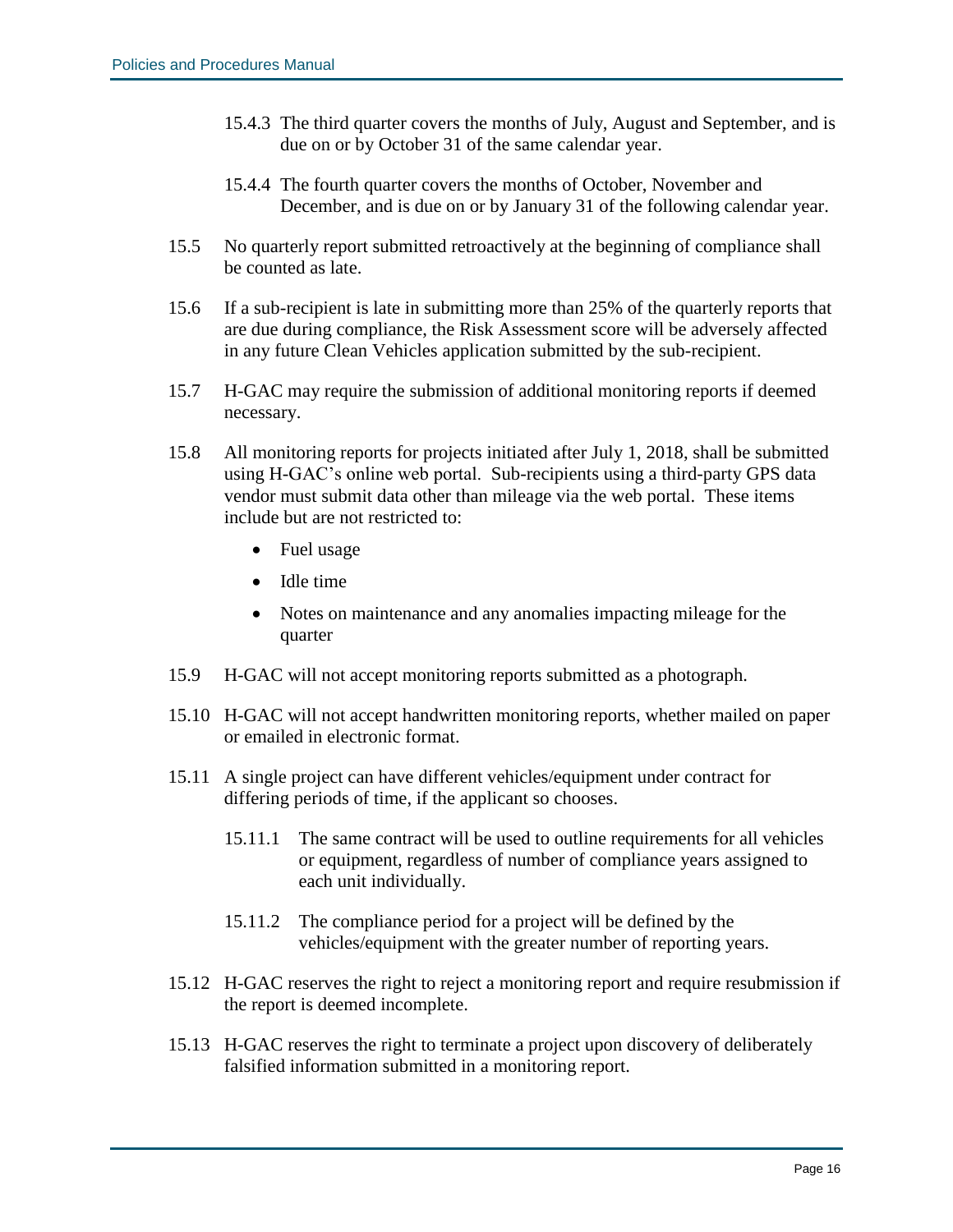15.4.3 The third quarter covers the months of July, August and September, and is due on or by October 31 of the same calendar year.

15.4.4 The fourth quarter covers the months of October, November and December, and is due on or by January 31 of the following calendar year.

15.5 No quarterly report submitted retroactively at the beginning of compliance shall be counted as late.

15.6 If a sub-recipient is late in submitting more than 25% of the quarterly reports that are due during compliance, the Risk Assessment score will be adversely affected in any future Clean Vehicles application submitted by the sub-recipient.

15.7 H-GAC may require the submission of additional monitoring reports if deemed necessary.

15.8 All monitoring reports for projects initiated after July 1, 2018, shall be submitted using H-GAC's online web portal. Sub-recipients using a third-party GPS data vendor must submit data other than mileage via the web portal. These items include but are not restricted to:

- Fuel usage
- Idle time
- Notes on maintenance and any anomalies impacting mileage for the quarter

15.9 H-GAC will not accept monitoring reports submitted as a photograph.

15.10 H-GAC will not accept handwritten monitoring reports, whether mailed on paper or emailed in electronic format.

15.11 A single project can have different vehicles/equipment under contract for differing periods of time, if the applicant so chooses.

15.11.1 The same contract will be used to outline requirements for all vehicles or equipment, regardless of number of compliance years assigned to each unit individually.

15.11.2 The compliance period for a project will be defined by the vehicles/equipment with the greater number of reporting years.

15.12 H-GAC reserves the right to reject a monitoring report and require resubmission if the report is deemed incomplete.

15.13 H-GAC reserves the right to terminate a project upon discovery of deliberately falsified information submitted in a monitoring report.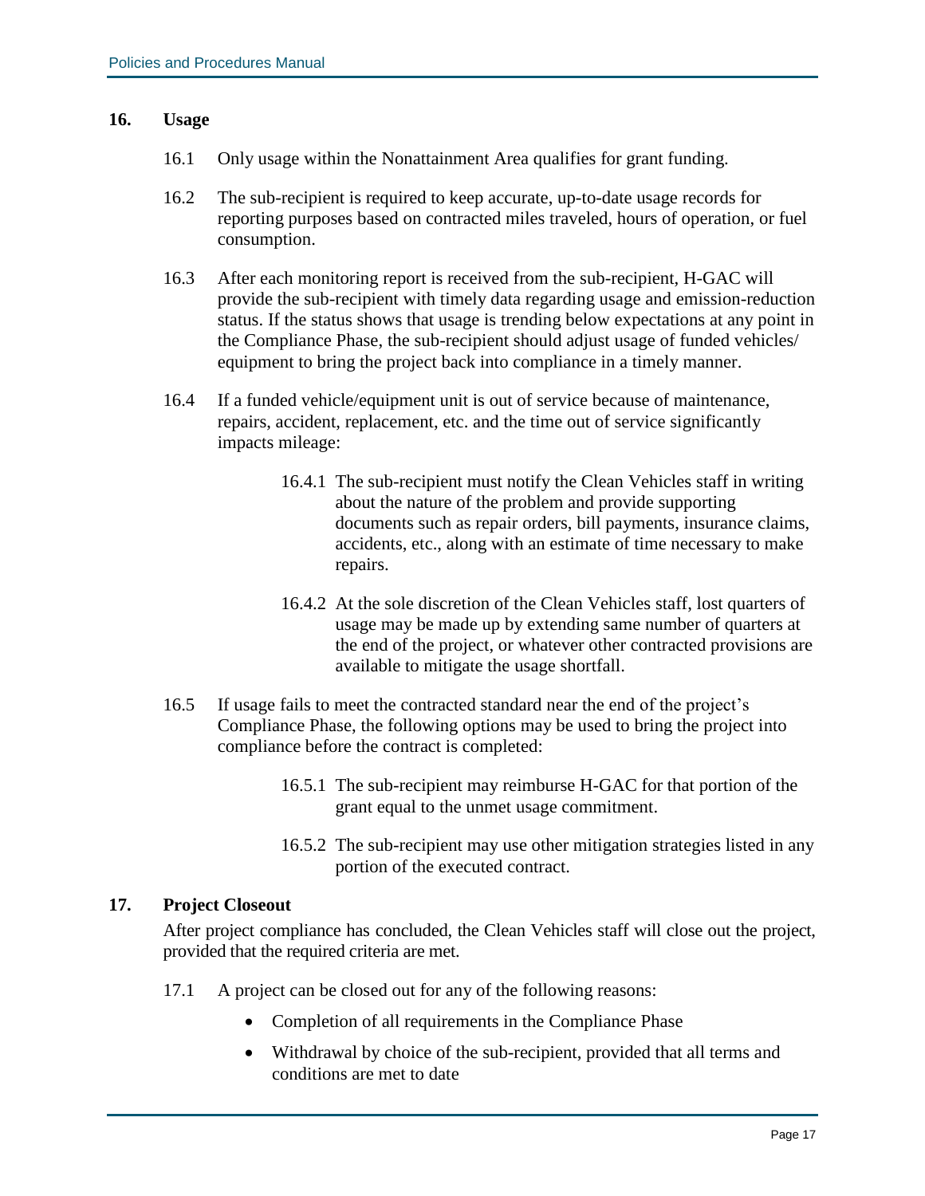## 16. Usage

16.1 Only usage within the Nonattainment Area qualifies for grant funding.

16.2 The sub-recipient is required to keep accurate, up-to-date usage records for reporting purposes based on contracted miles traveled, hours of operation, or fuel consumption.

16.3 After each monitoring report is received from the sub-recipient, H-GAC will provide the sub-recipient with timely data regarding usage and emission-reduction status. If the status shows that usage is trending below expectations at any point in the Compliance Phase, the sub-recipient should adjust usage of funded vehicles/ equipment to bring the project back into compliance in a timely manner.

16.4 If a funded vehicle/equipment unit is out of service because of maintenance, repairs, accident, replacement, etc. and the time out of service significantly impacts mileage:

> 16.4.1 The sub-recipient must notify the Clean Vehicles staff in writing about the nature of the problem and provide supporting documents such as repair orders, bill payments, insurance claims, accidents, etc., along with an estimate of time necessary to make repairs.
>
> 16.4.2 At the sole discretion of the Clean Vehicles staff, lost quarters of usage may be made up by extending same number of quarters at the end of the project, or whatever other contracted provisions are available to mitigate the usage shortfall.

16.5 If usage fails to meet the contracted standard near the end of the project's Compliance Phase, the following options may be used to bring the project into compliance before the contract is completed:

> 16.5.1 The sub-recipient may reimburse H-GAC for that portion of the grant equal to the unmet usage commitment.
>
> 16.5.2 The sub-recipient may use other mitigation strategies listed in any portion of the executed contract.

## 17. Project Closeout

After project compliance has concluded, the Clean Vehicles staff will close out the project, provided that the required criteria are met.

17.1 A project can be closed out for any of the following reasons:

- Completion of all requirements in the Compliance Phase
- Withdrawal by choice of the sub-recipient, provided that all terms and conditions are met to date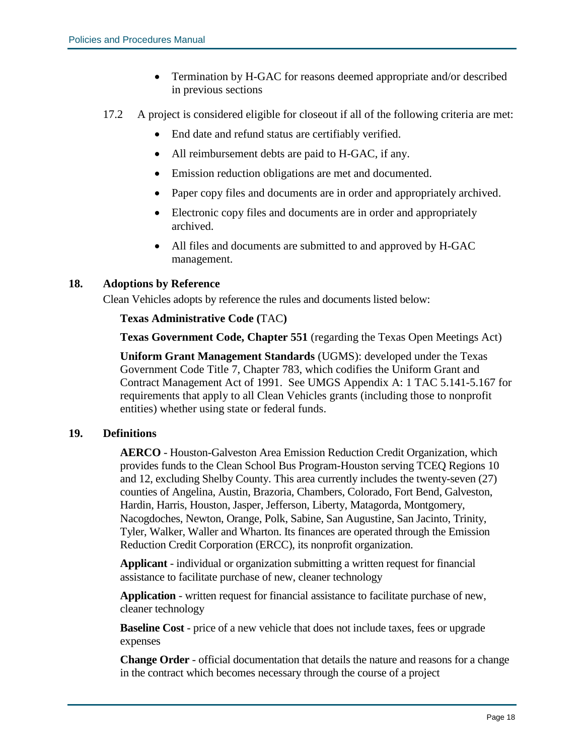- Termination by H-GAC for reasons deemed appropriate and/or described in previous sections

17.2 A project is considered eligible for closeout if all of the following criteria are met:

- End date and refund status are certifiably verified.
- All reimbursement debts are paid to H-GAC, if any.
- Emission reduction obligations are met and documented.
- Paper copy files and documents are in order and appropriately archived.
- Electronic copy files and documents are in order and appropriately archived.
- All files and documents are submitted to and approved by H-GAC management.

## 18. Adoptions by Reference

Clean Vehicles adopts by reference the rules and documents listed below:

**Texas Administrative Code (**TAC**)**

**Texas Government Code, Chapter 551** (regarding the Texas Open Meetings Act)

**Uniform Grant Management Standards** (UGMS): developed under the Texas Government Code Title 7, Chapter 783, which codifies the Uniform Grant and Contract Management Act of 1991. See UMGS Appendix A: 1 TAC 5.141-5.167 for requirements that apply to all Clean Vehicles grants (including those to nonprofit entities) whether using state or federal funds.

## 19. Definitions

**AERCO** - Houston-Galveston Area Emission Reduction Credit Organization, which provides funds to the Clean School Bus Program-Houston serving TCEQ Regions 10 and 12, excluding Shelby County. This area currently includes the twenty-seven (27) counties of Angelina, Austin, Brazoria, Chambers, Colorado, Fort Bend, Galveston, Hardin, Harris, Houston, Jasper, Jefferson, Liberty, Matagorda, Montgomery, Nacogdoches, Newton, Orange, Polk, Sabine, San Augustine, San Jacinto, Trinity, Tyler, Walker, Waller and Wharton. Its finances are operated through the Emission Reduction Credit Corporation (ERCC), its nonprofit organization.

**Applicant** - individual or organization submitting a written request for financial assistance to facilitate purchase of new, cleaner technology

**Application** - written request for financial assistance to facilitate purchase of new, cleaner technology

**Baseline Cost** - price of a new vehicle that does not include taxes, fees or upgrade expenses

**Change Order** - official documentation that details the nature and reasons for a change in the contract which becomes necessary through the course of a project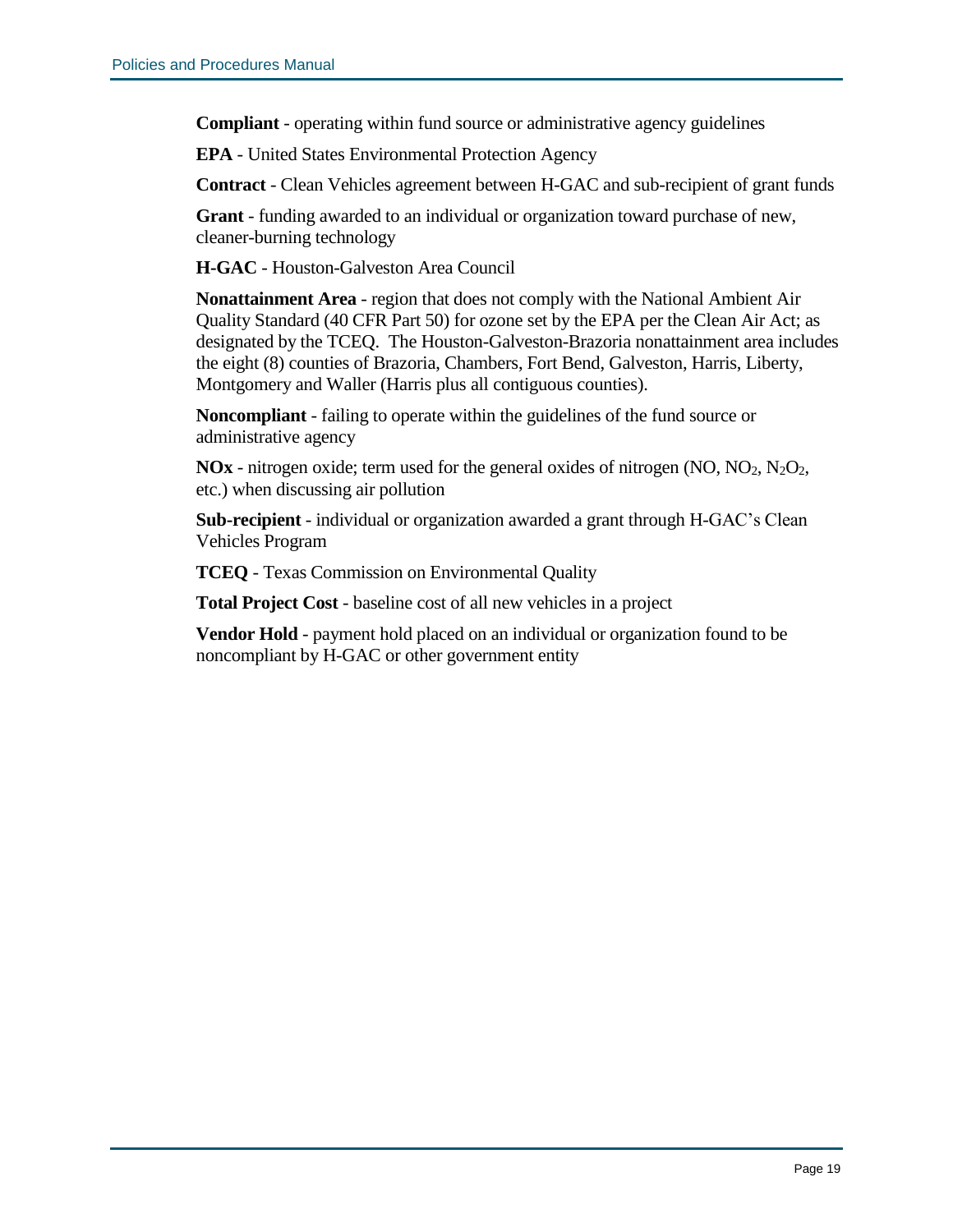**Compliant** - operating within fund source or administrative agency guidelines

**EPA** - United States Environmental Protection Agency

**Contract** - Clean Vehicles agreement between H-GAC and sub-recipient of grant funds

**Grant** - funding awarded to an individual or organization toward purchase of new, cleaner-burning technology

**H-GAC** - Houston-Galveston Area Council

**Nonattainment Area** - region that does not comply with the National Ambient Air Quality Standard (40 CFR Part 50) for ozone set by the EPA per the Clean Air Act; as designated by the TCEQ. The Houston-Galveston-Brazoria nonattainment area includes the eight (8) counties of Brazoria, Chambers, Fort Bend, Galveston, Harris, Liberty, Montgomery and Waller (Harris plus all contiguous counties).

**Noncompliant** - failing to operate within the guidelines of the fund source or administrative agency

**NOx** - nitrogen oxide; term used for the general oxides of nitrogen (NO, $NO_2$, $N_2O_2$, etc.) when discussing air pollution

**Sub-recipient** - individual or organization awarded a grant through H-GAC's Clean Vehicles Program

**TCEQ** - Texas Commission on Environmental Quality

**Total Project Cost** - baseline cost of all new vehicles in a project

**Vendor Hold** - payment hold placed on an individual or organization found to be noncompliant by H-GAC or other government entity